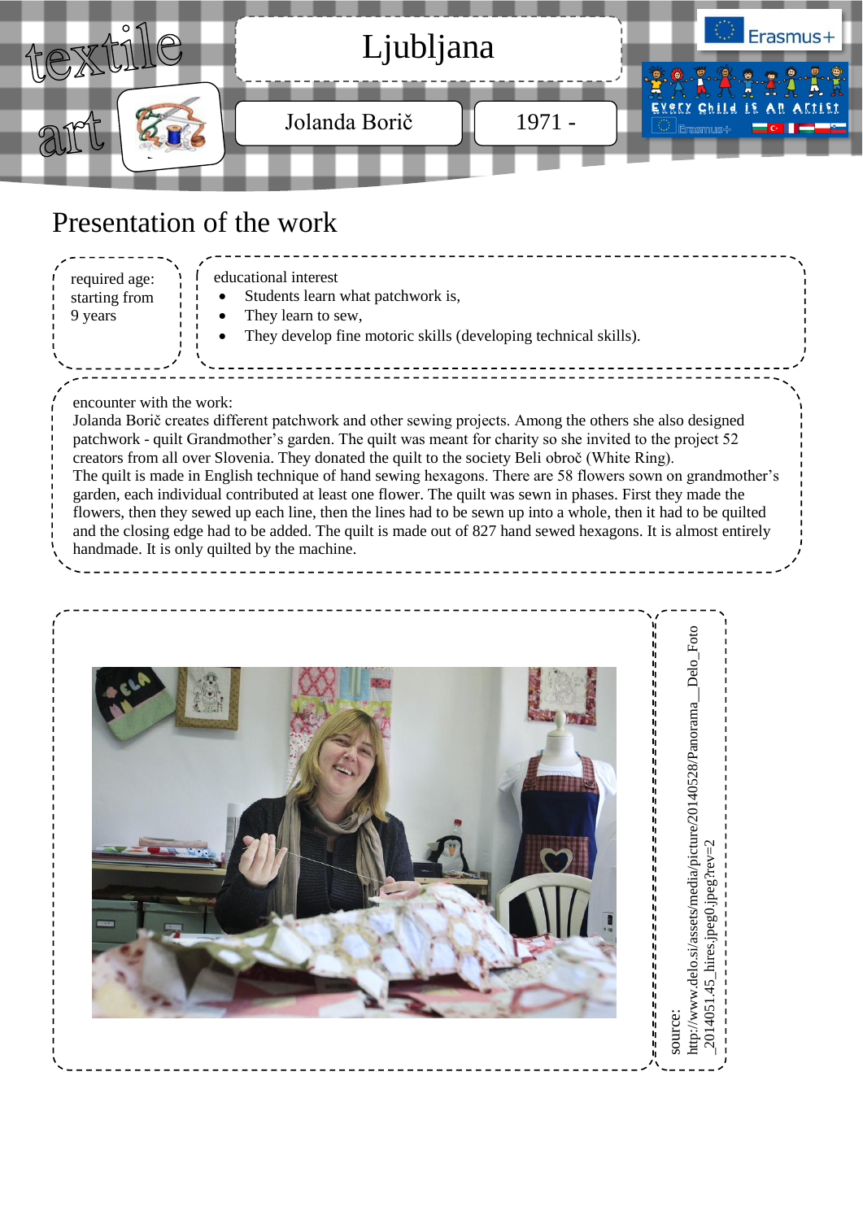textile art

# Ljubljana

Jolanda Borič

1971 -

## Presentation of the work

required age: starting from 9 years

educational interest

- Students learn what patchwork is,
- They learn to sew,
- They develop fine motoric skills (developing technical skills).

encounter with the work:

Jolanda Borič creates different patchwork and other sewing projects. Among the others she also designed patchwork - quilt Grandmother's garden. The quilt was meant for charity so she invited to the project 52 creators from all over Slovenia. They donated the quilt to the society Beli obroč (White Ring).

The quilt is made in English technique of hand sewing hexagons. There are 58 flowers sown on grandmother's garden, each individual contributed at least one flower. The quilt was sewn in phases. First they made the flowers, then they sewed up each line, then the lines had to be sewn up into a whole, then it had to be quilted and the closing edge had to be added. The quilt is made out of 827 hand sewed hexagons. It is almost entirely handmade. It is only quilted by the machine.

source: http://www.delo.si/assets/media/picture/20140528/Panorama__Delo_Foto_2014051.45_hires.jpeg0.jpeg?rev=2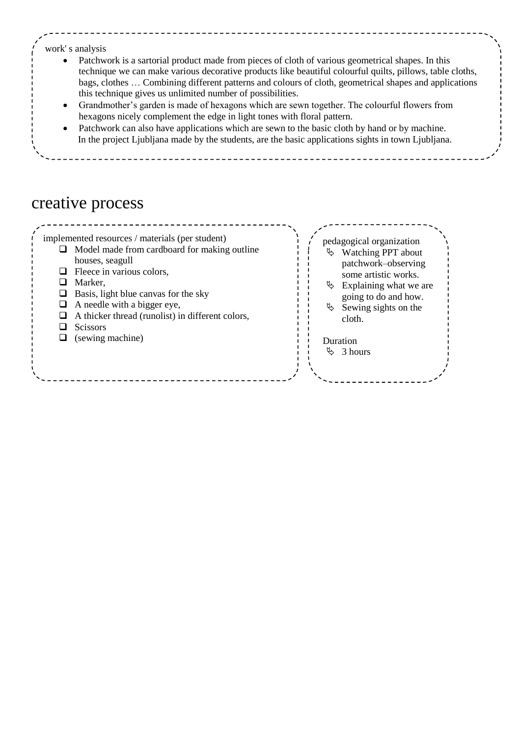work' s analysis

- Patchwork is a sartorial product made from pieces of cloth of various geometrical shapes. In this technique we can make various decorative products like beautiful colourful quilts, pillows, table cloths, bags, clothes … Combining different patterns and colours of cloth, geometrical shapes and applications this technique gives us unlimited number of possibilities.
- Grandmother's garden is made of hexagons which are sewn together. The colourful flowers from hexagons nicely complement the edge in light tones with floral pattern.
- Patchwork can also have applications which are sewn to the basic cloth by hand or by machine. In the project Ljubljana made by the students, are the basic applications sights in town Ljubljana.

# creative process

implemented resources / materials (per student)

- Model made from cardboard for making outline houses, seagull
- Fleece in various colors,
- Marker,
- Basis, light blue canvas for the sky
- A needle with a bigger eye,
- A thicker thread (runolist) in different colors,
- Scissors
- (sewing machine)

pedagogical organization

- Watching PPT about patchwork–observing some artistic works.
- Explaining what we are going to do and how.
- Sewing sights on the cloth.

Duration

- 3 hours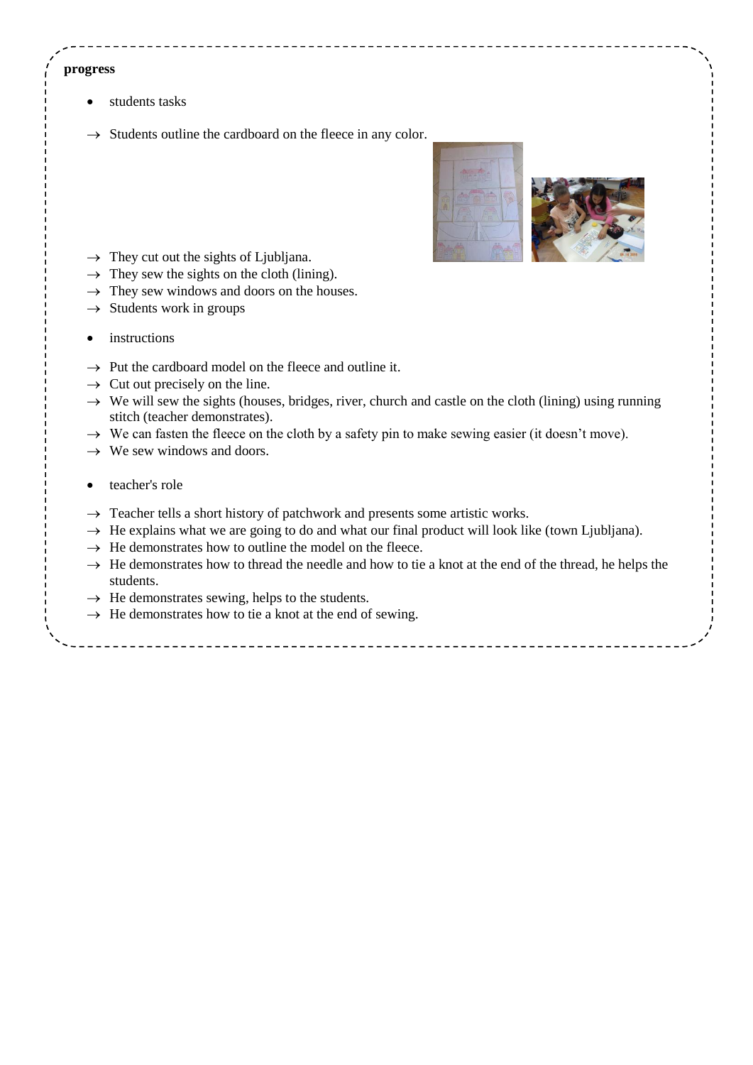**progress**

- students tasks

→ Students outline the cardboard on the fleece in any color.

→ They cut out the sights of Ljubljana.

→ They sew the sights on the cloth (lining).

→ They sew windows and doors on the houses.

→ Students work in groups

- instructions

→ Put the cardboard model on the fleece and outline it.

→ Cut out precisely on the line.

→ We will sew the sights (houses, bridges, river, church and castle on the cloth (lining) using running stitch (teacher demonstrates).

→ We can fasten the fleece on the cloth by a safety pin to make sewing easier (it doesn't move).

→ We sew windows and doors.

- teacher's role

→ Teacher tells a short history of patchwork and presents some artistic works.

→ He explains what we are going to do and what our final product will look like (town Ljubljana).

→ He demonstrates how to outline the model on the fleece.

→ He demonstrates how to thread the needle and how to tie a knot at the end of the thread, he helps the students.

→ He demonstrates sewing, helps to the students.

→ He demonstrates how to tie a knot at the end of sewing.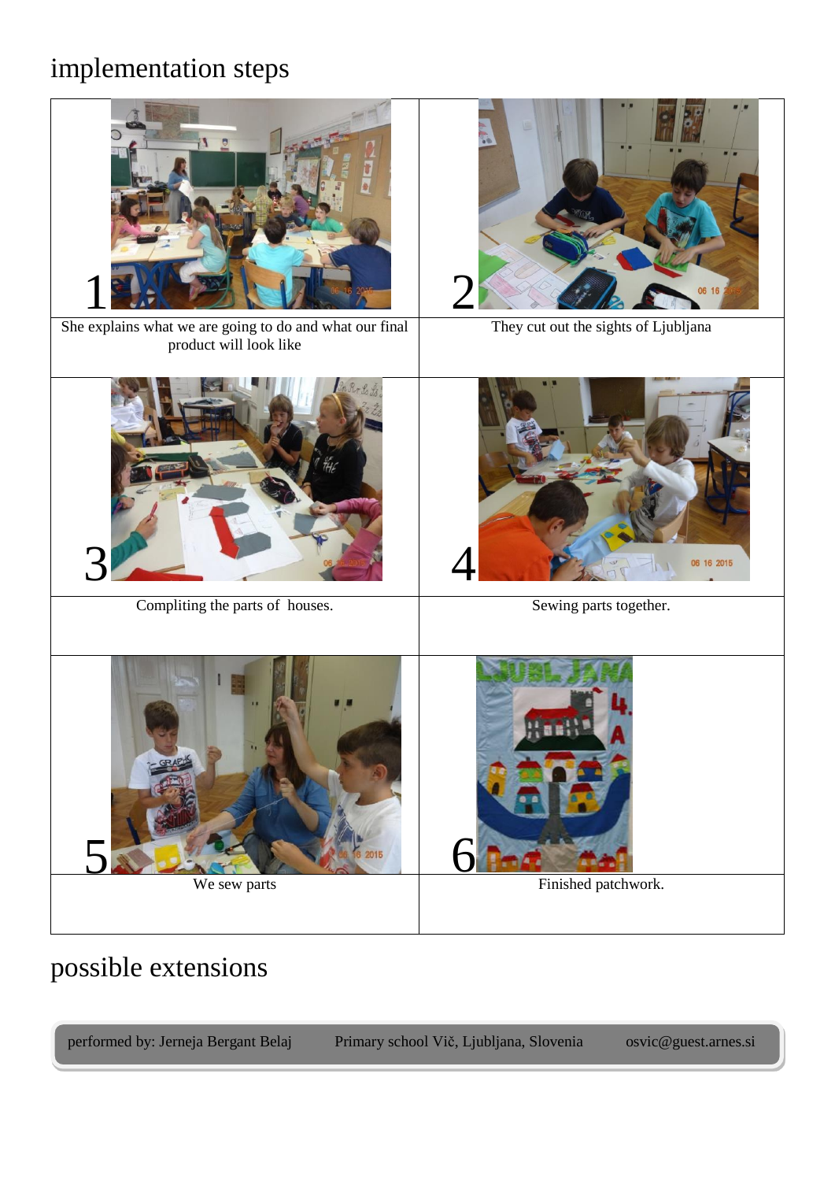## implementation steps

| | |
|---|---|
| 1 | 2 |
| She explains what we are going to do and what our final product will look like | They cut out the sights of Ljubljana |
| 3 | 4 |
| Compliting the parts of houses. | Sewing parts together. |
| 5 | 6 |
| We sew parts | Finished patchwork. |

## possible extensions

performed by: Jerneja Bergant Belaj    Primary school Vič, Ljubljana, Slovenia    osvic@guest.arnes.si